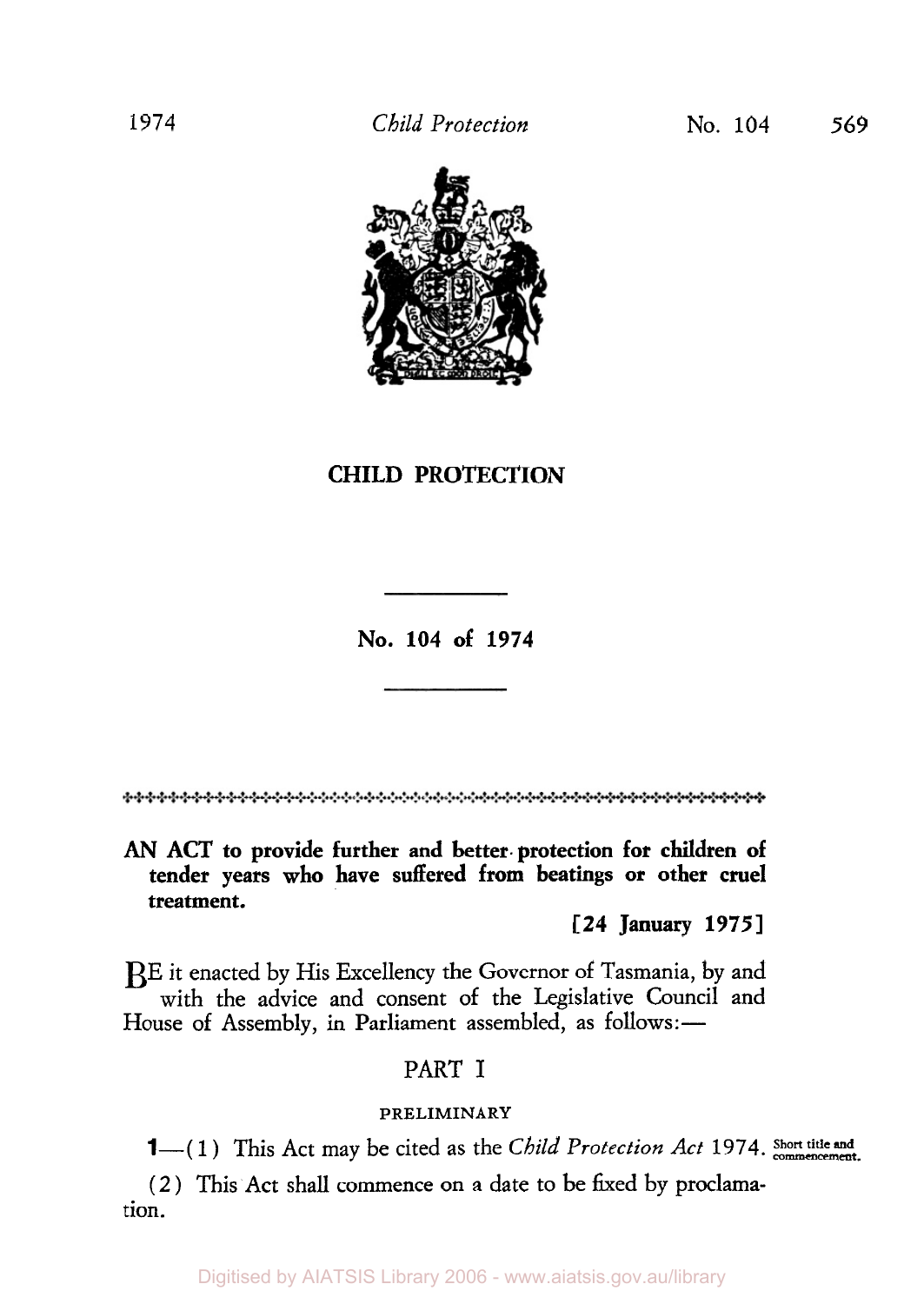# CHILD PROTECTION

## No. 104 of 1974

**AN ACT to provide further and better protection for children of tender years who have suffered from beatings or other cruel treatment.**

**[24 January 1975]**

BE it enacted by His Excellency the Governor of Tasmania, by and with the advice and consent of the Legislative Council and House of Assembly, in Parliament assembled, as follows:—

## PART I

### PRELIMINARY

**1**—(1) This Act may be cited as the *Child Protection Act* 1974. Short title and commencement.

(2) This Act shall commence on a date to be fixed by proclamation.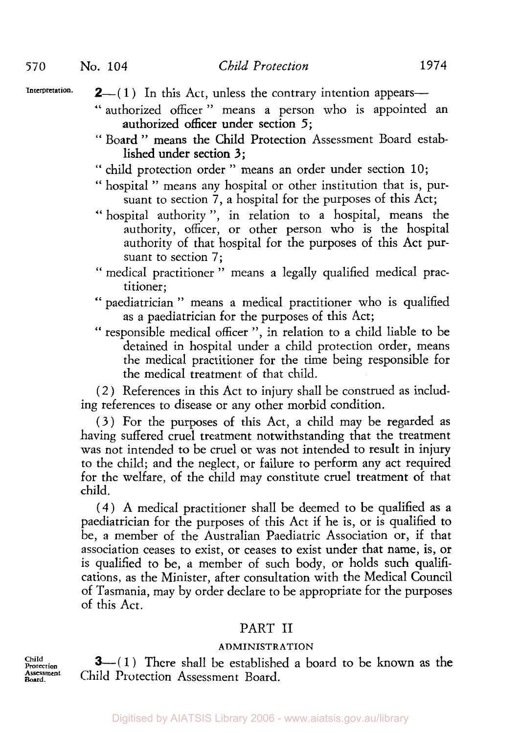**Interpretation.**

**2**—(1) In this Act, unless the contrary intention appears—

"authorized officer" means a person who is appointed an authorized officer under section 5;

"Board" means the Child Protection Assessment Board established under section 3;

"child protection order" means an order under section 10;

"hospital" means any hospital or other institution that is, pursuant to section 7, a hospital for the purposes of this Act;

"hospital authority", in relation to a hospital, means the authority, officer, or other person who is the hospital authority of that hospital for the purposes of this Act pursuant to section 7;

"medical practitioner" means a legally qualified medical practitioner;

"paediatrician" means a medical practitioner who is qualified as a paediatrician for the purposes of this Act;

"responsible medical officer", in relation to a child liable to be detained in hospital under a child protection order, means the medical practitioner for the time being responsible for the medical treatment of that child.

(2) References in this Act to injury shall be construed as including references to disease or any other morbid condition.

(3) For the purposes of this Act, a child may be regarded as having suffered cruel treatment notwithstanding that the treatment was not intended to be cruel or was not intended to result in injury to the child; and the neglect, or failure to perform any act required for the welfare, of the child may constitute cruel treatment of that child.

(4) A medical practitioner shall be deemed to be qualified as a paediatrician for the purposes of this Act if he is, or is qualified to be, a member of the Australian Paediatric Association or, if that association ceases to exist, or ceases to exist under that name, is, or is qualified to be, a member of such body, or holds such qualifications, as the Minister, after consultation with the Medical Council of Tasmania, may by order declare to be appropriate for the purposes of this Act.

## PART II

### ADMINISTRATION

**Child Protection Assessment Board.**

**3**—(1) There shall be established a board to be known as the Child Protection Assessment Board.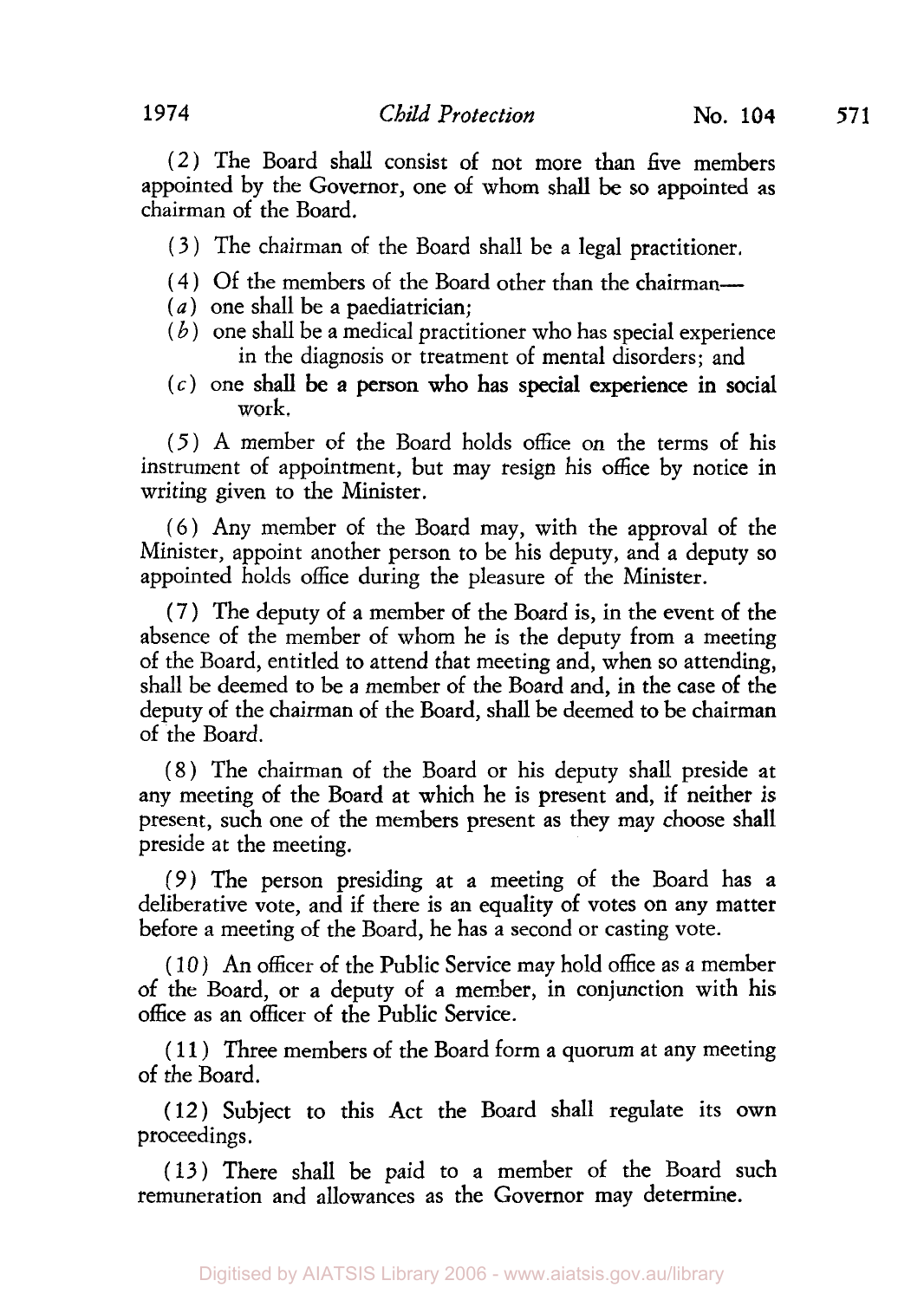(2) The Board shall consist of not more than five members appointed by the Governor, one of whom shall be so appointed as chairman of the Board.

(3) The chairman of the Board shall be a legal practitioner.

(4) Of the members of the Board other than the chairman—

(*a*) one shall be a paediatrician;

(*b*) one shall be a medical practitioner who has special experience in the diagnosis or treatment of mental disorders; and

(*c*) one shall be a person who has special experience in social work.

(5) A member of the Board holds office on the terms of his instrument of appointment, but may resign his office by notice in writing given to the Minister.

(6) Any member of the Board may, with the approval of the Minister, appoint another person to be his deputy, and a deputy so appointed holds office during the pleasure of the Minister.

(7) The deputy of a member of the Board is, in the event of the absence of the member of whom he is the deputy from a meeting of the Board, entitled to attend that meeting and, when so attending, shall be deemed to be a member of the Board and, in the case of the deputy of the chairman of the Board, shall be deemed to be chairman of the Board.

(8) The chairman of the Board or his deputy shall preside at any meeting of the Board at which he is present and, if neither is present, such one of the members present as they may choose shall preside at the meeting.

(9) The person presiding at a meeting of the Board has a deliberative vote, and if there is an equality of votes on any matter before a meeting of the Board, he has a second or casting vote.

(10) An officer of the Public Service may hold office as a member of the Board, or a deputy of a member, in conjunction with his office as an officer of the Public Service.

(11) Three members of the Board form a quorum at any meeting of the Board.

(12) Subject to this Act the Board shall regulate its own proceedings.

(13) There shall be paid to a member of the Board such remuneration and allowances as the Governor may determine.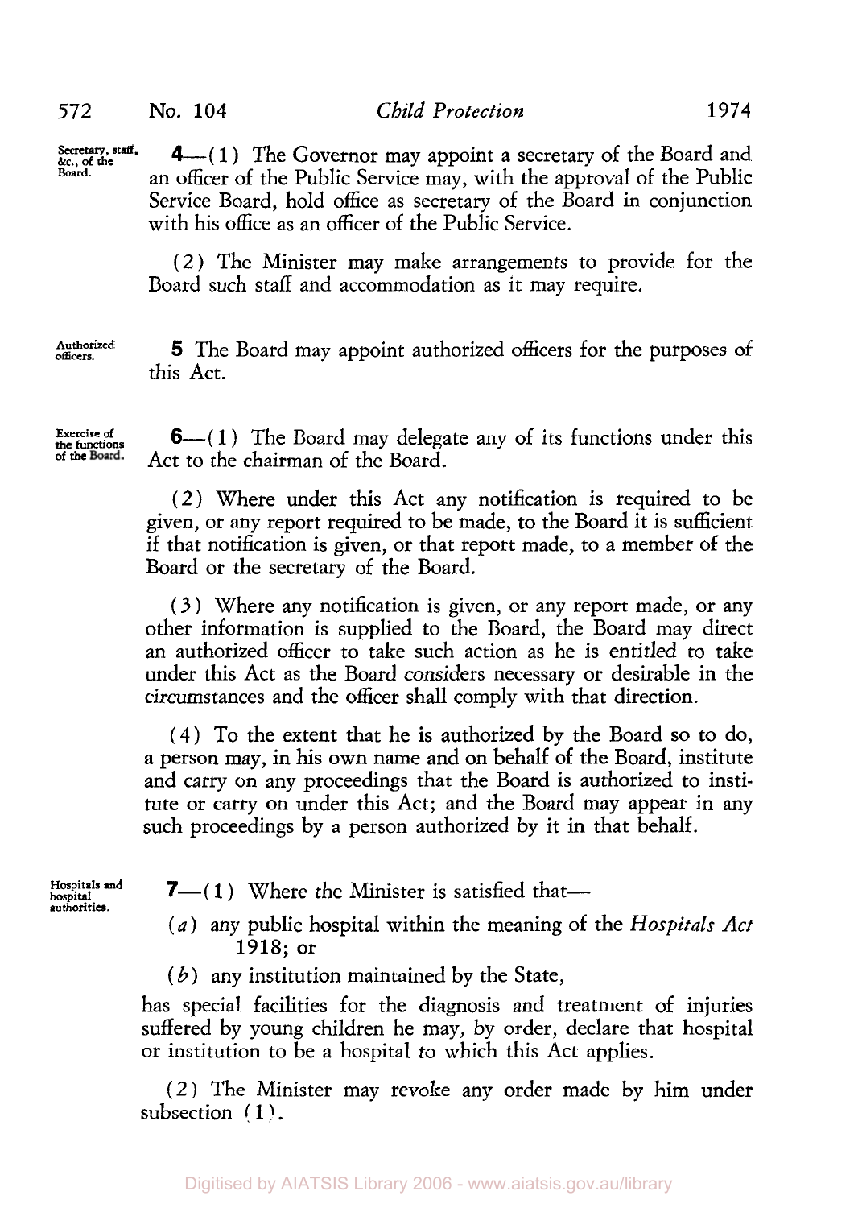Secretary, staff, &c., of the Board.

**4**—(1) The Governor may appoint a secretary of the Board and an officer of the Public Service may, with the approval of the Public Service Board, hold office as secretary of the Board in conjunction with his office as an officer of the Public Service.

(2) The Minister may make arrangements to provide for the Board such staff and accommodation as it may require.

Authorized officers.

**5** The Board may appoint authorized officers for the purposes of this Act.

Exercise of the functions of the Board.

**6**—(1) The Board may delegate any of its functions under this Act to the chairman of the Board.

(2) Where under this Act any notification is required to be given, or any report required to be made, to the Board it is sufficient if that notification is given, or that report made, to a member of the Board or the secretary of the Board.

(3) Where any notification is given, or any report made, or any other information is supplied to the Board, the Board may direct an authorized officer to take such action as he is entitled to take under this Act as the Board considers necessary or desirable in the circumstances and the officer shall comply with that direction.

(4) To the extent that he is authorized by the Board so to do, a person may, in his own name and on behalf of the Board, institute and carry on any proceedings that the Board is authorized to institute or carry on under this Act; and the Board may appear in any such proceedings by a person authorized by it in that behalf.

Hospitals and hospital authorities.

**7**—(1) Where the Minister is satisfied that—

(*a*) any public hospital within the meaning of the *Hospitals Act* 1918; or

(*b*) any institution maintained by the State,

has special facilities for the diagnosis and treatment of injuries suffered by young children he may, by order, declare that hospital or institution to be a hospital to which this Act applies.

(2) The Minister may revoke any order made by him under subsection (1).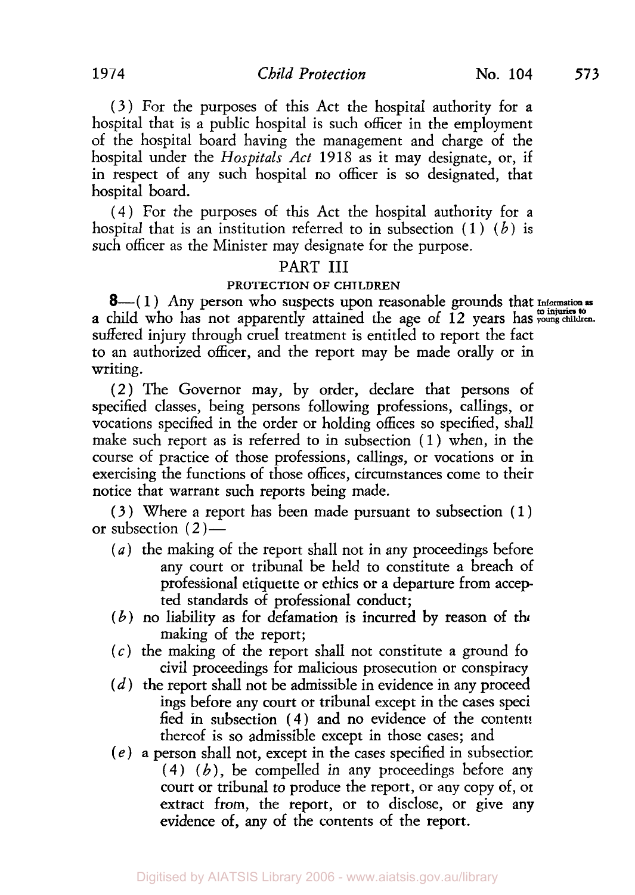(3) For the purposes of this Act the hospital authority for a hospital that is a public hospital is such officer in the employment of the hospital board having the management and charge of the hospital under the *Hospitals Act* 1918 as it may designate, or, if in respect of any such hospital no officer is so designated, that hospital board.

(4) For the purposes of this Act the hospital authority for a hospital that is an institution referred to in subsection (1) (*b*) is such officer as the Minister may designate for the purpose.

## PART III

### PROTECTION OF CHILDREN

**8**—(1) Any person who suspects upon reasonable grounds that a child who has not apparently attained the age of 12 years has suffered injury through cruel treatment is entitled to report the fact to an authorized officer, and the report may be made orally or in writing.

Information as to injuries to young children.

(2) The Governor may, by order, declare that persons of specified classes, being persons following professions, callings, or vocations specified in the order or holding offices so specified, shall make such report as is referred to in subsection (1) when, in the course of practice of those professions, callings, or vocations or in exercising the functions of those offices, circumstances come to their notice that warrant such reports being made.

(3) Where a report has been made pursuant to subsection (1) or subsection (2)—

- (*a*) the making of the report shall not in any proceedings before any court or tribunal be held to constitute a breach of professional etiquette or ethics or a departure from accepted standards of professional conduct;
- (*b*) no liability as for defamation is incurred by reason of the making of the report;
- (*c*) the making of the report shall not constitute a ground for civil proceedings for malicious prosecution or conspiracy;
- (*d*) the report shall not be admissible in evidence in any proceedings before any court or tribunal except in the cases specified in subsection (4) and no evidence of the contents thereof is so admissible except in those cases; and
- (*e*) a person shall not, except in the cases specified in subsection (4) (*b*), be compelled in any proceedings before any court or tribunal to produce the report, or any copy of, or extract from, the report, or to disclose, or give any evidence of, any of the contents of the report.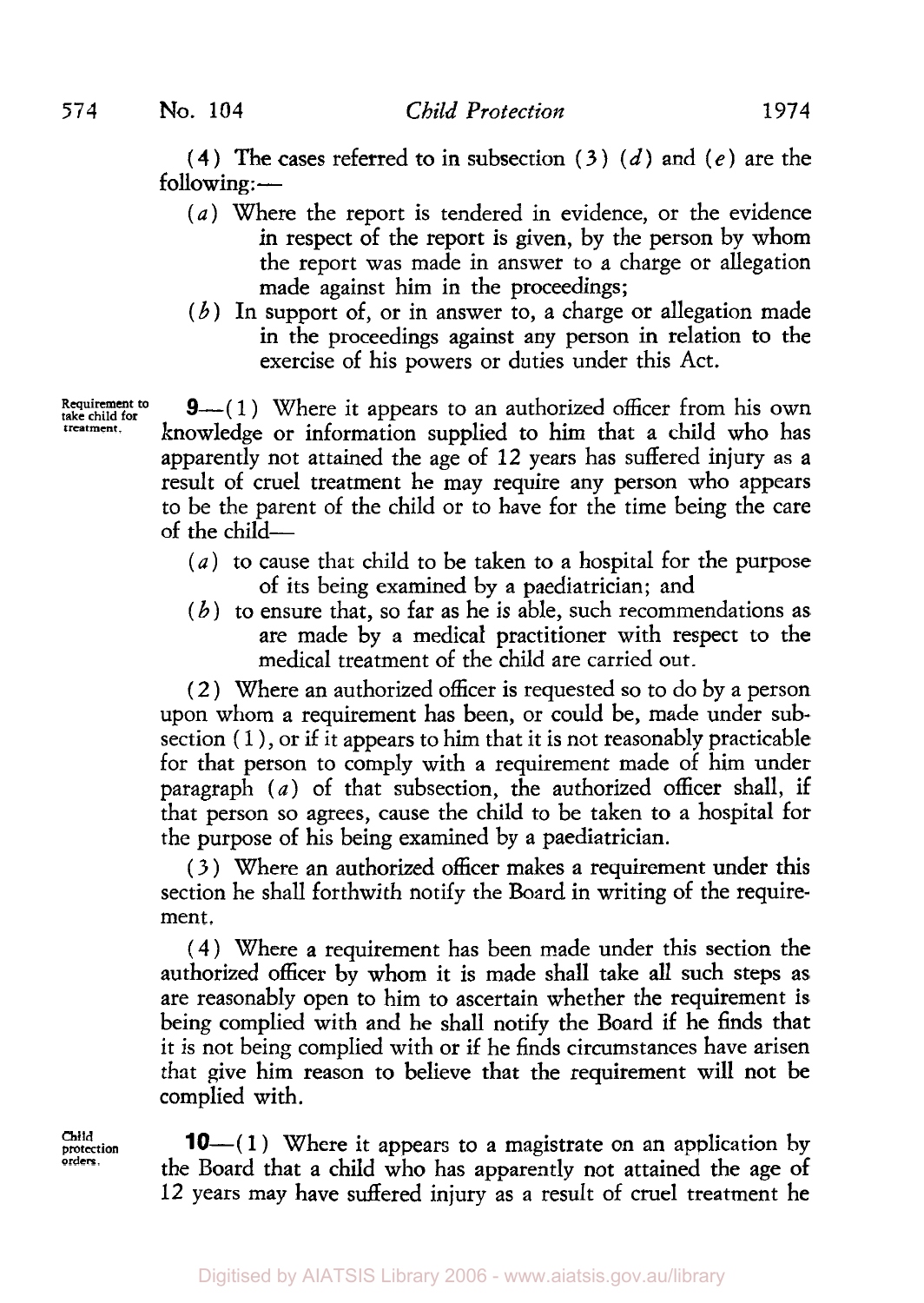(4) The cases referred to in subsection (3) (*d*) and (*e*) are the following:—

- (*a*) Where the report is tendered in evidence, or the evidence in respect of the report is given, by the person by whom the report was made in answer to a charge or allegation made against him in the proceedings;
- (*b*) In support of, or in answer to, a charge or allegation made in the proceedings against any person in relation to the exercise of his powers or duties under this Act.

Requirement to take child for treatment.

**9**—(1) Where it appears to an authorized officer from his own knowledge or information supplied to him that a child who has apparently not attained the age of 12 years has suffered injury as a result of cruel treatment he may require any person who appears to be the parent of the child or to have for the time being the care of the child—

- (*a*) to cause that child to be taken to a hospital for the purpose of its being examined by a paediatrician; and
- (*b*) to ensure that, so far as he is able, such recommendations as are made by a medical practitioner with respect to the medical treatment of the child are carried out.

(2) Where an authorized officer is requested so to do by a person upon whom a requirement has been, or could be, made under subsection (1), or if it appears to him that it is not reasonably practicable for that person to comply with a requirement made of him under paragraph (*a*) of that subsection, the authorized officer shall, if that person so agrees, cause the child to be taken to a hospital for the purpose of his being examined by a paediatrician.

(3) Where an authorized officer makes a requirement under this section he shall forthwith notify the Board in writing of the requirement.

(4) Where a requirement has been made under this section the authorized officer by whom it is made shall take all such steps as are reasonably open to him to ascertain whether the requirement is being complied with and he shall notify the Board if he finds that it is not being complied with or if he finds circumstances have arisen that give him reason to believe that the requirement will not be complied with.

Child protection orders.

**10**—(1) Where it appears to a magistrate on an application by the Board that a child who has apparently not attained the age of 12 years may have suffered injury as a result of cruel treatment he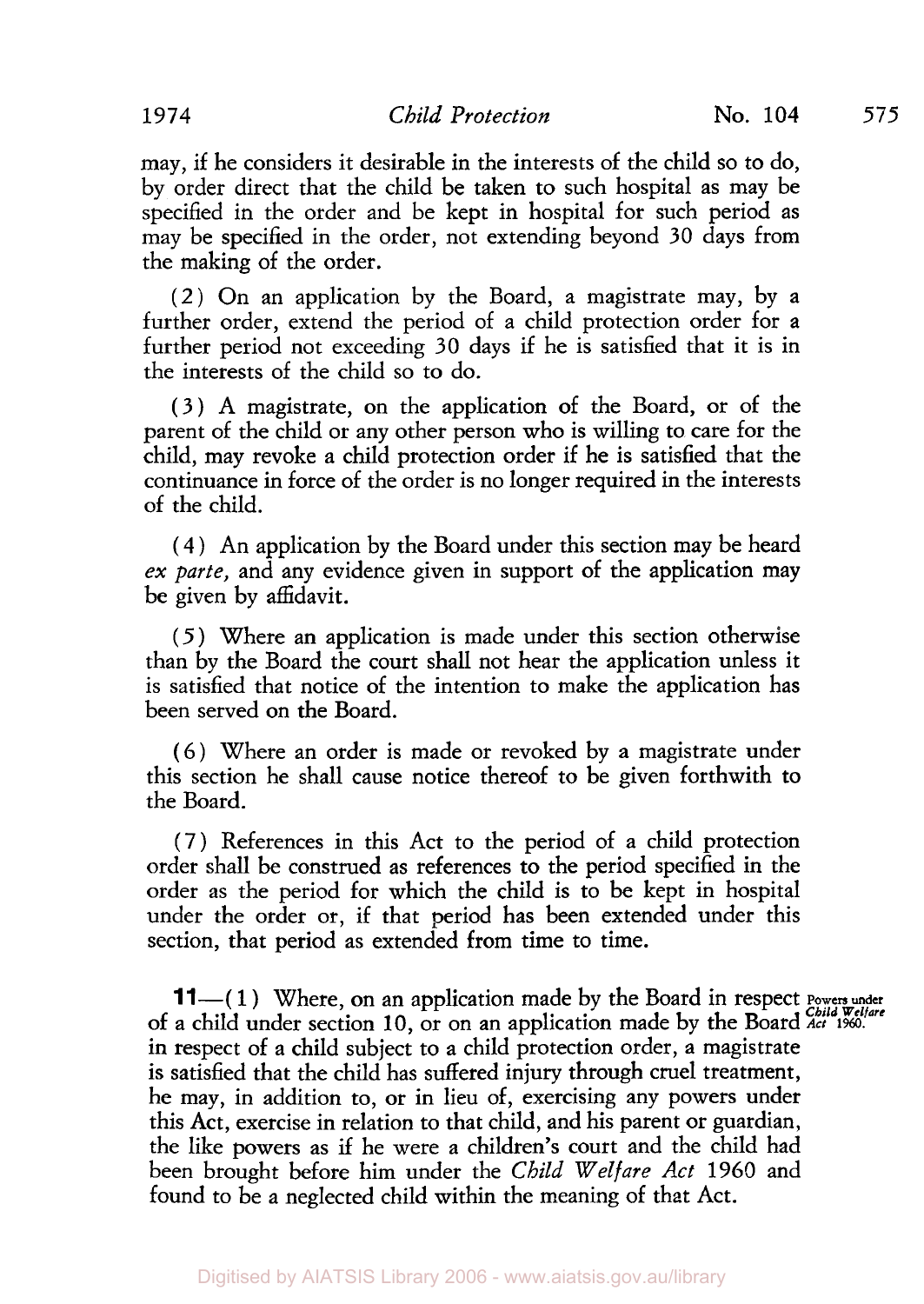may, if he considers it desirable in the interests of the child so to do, by order direct that the child be taken to such hospital as may be specified in the order and be kept in hospital for such period as may be specified in the order, not extending beyond 30 days from the making of the order.

(2) On an application by the Board, a magistrate may, by a further order, extend the period of a child protection order for a further period not exceeding 30 days if he is satisfied that it is in the interests of the child so to do.

(3) A magistrate, on the application of the Board, or of the parent of the child or any other person who is willing to care for the child, may revoke a child protection order if he is satisfied that the continuance in force of the order is no longer required in the interests of the child.

(4) An application by the Board under this section may be heard *ex parte,* and any evidence given in support of the application may be given by affidavit.

(5) Where an application is made under this section otherwise than by the Board the court shall not hear the application unless it is satisfied that notice of the intention to make the application has been served on the Board.

(6) Where an order is made or revoked by a magistrate under this section he shall cause notice thereof to be given forthwith to the Board.

(7) References in this Act to the period of a child protection order shall be construed as references to the period specified in the order as the period for which the child is to be kept in hospital under the order or, if that period has been extended under this section, that period as extended from time to time.

*Powers under Child Welfare Act 1960.*

**11**—(1) Where, on an application made by the Board in respect of a child under section 10, or on an application made by the Board in respect of a child subject to a child protection order, a magistrate is satisfied that the child has suffered injury through cruel treatment, he may, in addition to, or in lieu of, exercising any powers under this Act, exercise in relation to that child, and his parent or guardian, the like powers as if he were a children's court and the child had been brought before him under the *Child Welfare Act* 1960 and found to be a neglected child within the meaning of that Act.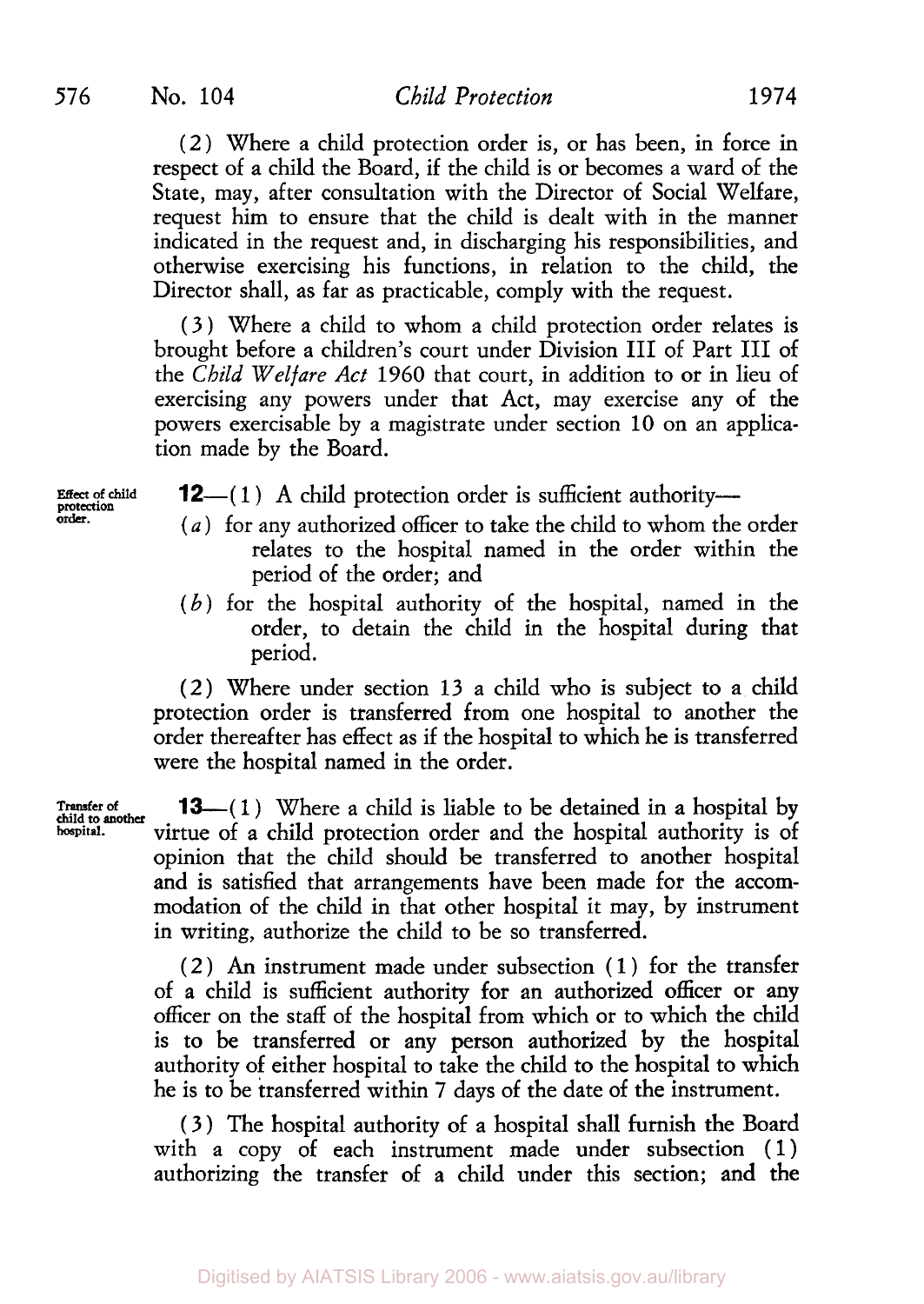(2) Where a child protection order is, or has been, in force in respect of a child the Board, if the child is or becomes a ward of the State, may, after consultation with the Director of Social Welfare, request him to ensure that the child is dealt with in the manner indicated in the request and, in discharging his responsibilities, and otherwise exercising his functions, in relation to the child, the Director shall, as far as practicable, comply with the request.

(3) Where a child to whom a child protection order relates is brought before a children's court under Division III of Part III of the *Child Welfare Act* 1960 that court, in addition to or in lieu of exercising any powers under that Act, may exercise any of the powers exercisable by a magistrate under section 10 on an application made by the Board.

Effect of child protection order.

**12**—(1) A child protection order is sufficient authority—

(*a*) for any authorized officer to take the child to whom the order relates to the hospital named in the order within the period of the order; and

(*b*) for the hospital authority of the hospital, named in the order, to detain the child in the hospital during that period.

(2) Where under section 13 a child who is subject to a child protection order is transferred from one hospital to another the order thereafter has effect as if the hospital to which he is transferred were the hospital named in the order.

Transfer of child to another hospital.

**13**—(1) Where a child is liable to be detained in a hospital by virtue of a child protection order and the hospital authority is of opinion that the child should be transferred to another hospital and is satisfied that arrangements have been made for the accommodation of the child in that other hospital it may, by instrument in writing, authorize the child to be so transferred.

(2) An instrument made under subsection (1) for the transfer of a child is sufficient authority for an authorized officer or any officer on the staff of the hospital from which or to which the child is to be transferred or any person authorized by the hospital authority of either hospital to take the child to the hospital to which he is to be transferred within 7 days of the date of the instrument.

(3) The hospital authority of a hospital shall furnish the Board with a copy of each instrument made under subsection (1) authorizing the transfer of a child under this section; and the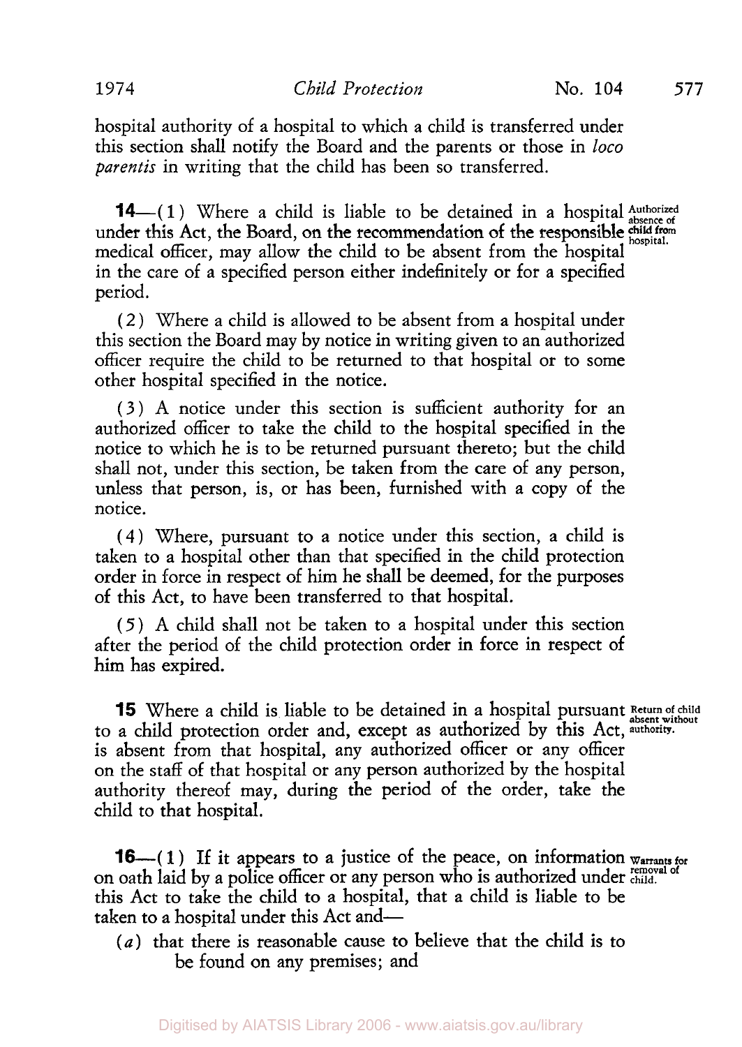hospital authority of a hospital to which a child is transferred under this section shall notify the Board and the parents or those in *loco parentis* in writing that the child has been so transferred.

Authorized absence of child from hospital.

**14**—(1) Where a child is liable to be detained in a hospital under this Act, the Board, on the recommendation of the responsible medical officer, may allow the child to be absent from the hospital in the care of a specified person either indefinitely or for a specified period.

(2) Where a child is allowed to be absent from a hospital under this section the Board may by notice in writing given to an authorized officer require the child to be returned to that hospital or to some other hospital specified in the notice.

(3) A notice under this section is sufficient authority for an authorized officer to take the child to the hospital specified in the notice to which he is to be returned pursuant thereto; but the child shall not, under this section, be taken from the care of any person, unless that person, is, or has been, furnished with a copy of the notice.

(4) Where, pursuant to a notice under this section, a child is taken to a hospital other than that specified in the child protection order in force in respect of him he shall be deemed, for the purposes of this Act, to have been transferred to that hospital.

(5) A child shall not be taken to a hospital under this section after the period of the child protection order in force in respect of him has expired.

Return of child absent without authority.

**15** Where a child is liable to be detained in a hospital pursuant to a child protection order and, except as authorized by this Act, is absent from that hospital, any authorized officer or any officer on the staff of that hospital or any person authorized by the hospital authority thereof may, during the period of the order, take the child to that hospital.

Warrants for removal of child.

**16**—(1) If it appears to a justice of the peace, on information on oath laid by a police officer or any person who is authorized under this Act to take the child to a hospital, that a child is liable to be taken to a hospital under this Act and—

(*a*) that there is reasonable cause to believe that the child is to be found on any premises; and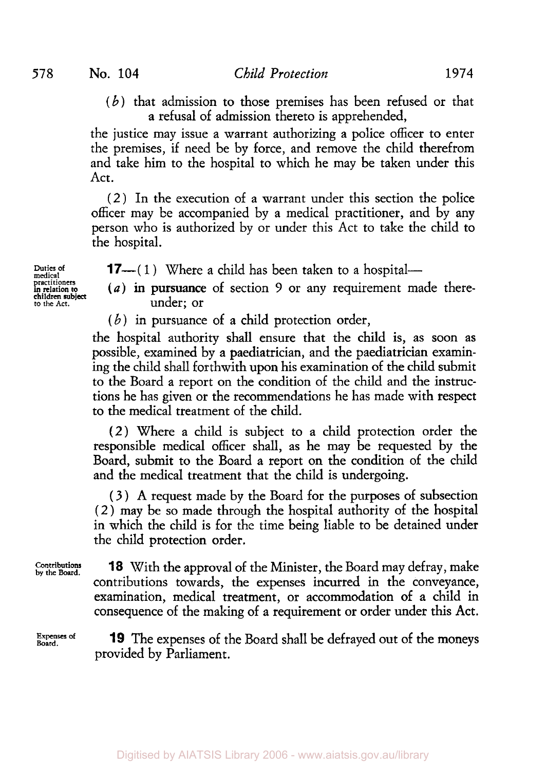(*b*) that admission to those premises has been refused or that a refusal of admission thereto is apprehended,

the justice may issue a warrant authorizing a police officer to enter the premises, if need be by force, and remove the child therefrom and take him to the hospital to which he may be taken under this Act.

(2) In the execution of a warrant under this section the police officer may be accompanied by a medical practitioner, and by any person who is authorized by or under this Act to take the child to the hospital.

Duties of medical practitioners in relation to children subject to the Act.

**17**—(1) Where a child has been taken to a hospital—

(*a*) in pursuance of section 9 or any requirement made thereunder; or

(*b*) in pursuance of a child protection order,

the hospital authority shall ensure that the child is, as soon as possible, examined by a paediatrician, and the paediatrician examining the child shall forthwith upon his examination of the child submit to the Board a report on the condition of the child and the instructions he has given or the recommendations he has made with respect to the medical treatment of the child.

(2) Where a child is subject to a child protection order the responsible medical officer shall, as he may be requested by the Board, submit to the Board a report on the condition of the child and the medical treatment that the child is undergoing.

(3) A request made by the Board for the purposes of subsection (2) may be so made through the hospital authority of the hospital in which the child is for the time being liable to be detained under the child protection order.

Contributions by the Board.

**18** With the approval of the Minister, the Board may defray, make contributions towards, the expenses incurred in the conveyance, examination, medical treatment, or accommodation of a child in consequence of the making of a requirement or order under this Act.

Expenses of Board.

**19** The expenses of the Board shall be defrayed out of the moneys provided by Parliament.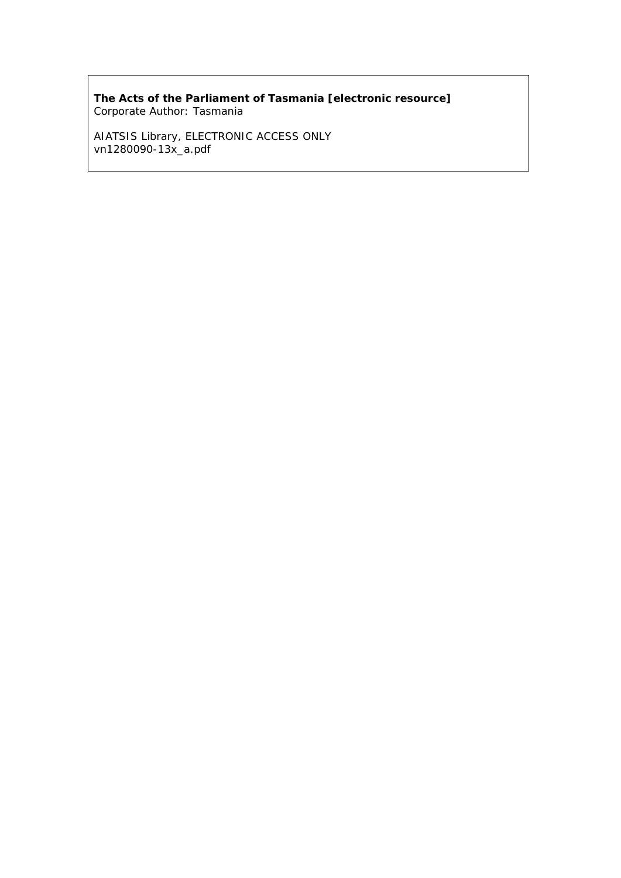**The Acts of the Parliament of Tasmania [electronic resource]**
Corporate Author: Tasmania

AIATSIS Library, ELECTRONIC ACCESS ONLY
vn1280090-13x_a.pdf